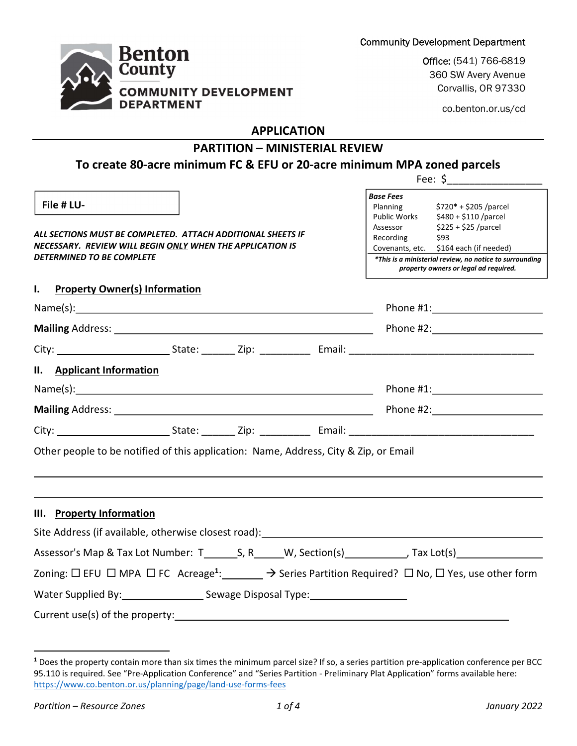Benton County
COMMUNITY DEVELOPMENT DEPARTMENT

Community Development Department

Office: (541) 766-6819
360 SW Avery Avenue
Corvallis, OR 97330

co.benton.or.us/cd

# APPLICATION

## PARTITION – MINISTERIAL REVIEW

### To create 80-acre minimum FC & EFU or 20-acre minimum MPA zoned parcels

Fee: $_________________

**File # LU-**

***ALL SECTIONS MUST BE COMPLETED. ATTACH ADDITIONAL SHEETS IF NECESSARY. REVIEW WILL BEGIN ONLY WHEN THE APPLICATION IS DETERMINED TO BE COMPLETE***

| ***Base Fees*** | |
|---|---|
| Planning | $720* + $205 /parcel |
| Public Works | $480 + $110 /parcel |
| Assessor | $225 + $25 /parcel |
| Recording | $93 |
| Covenants, etc. | $164 each (if needed) |

***\*This is a ministerial review, no notice to surrounding property owners or legal ad required.***

## I. Property Owner(s) Information

Name(s):_______________________________________________ Phone #1:___________________

**Mailing** Address: _______________________________________ Phone #2:___________________

City: ____________________ State: ______ Zip: _________ Email: ________________________________

## II. Applicant Information

Name(s):_______________________________________________ Phone #1:___________________

**Mailing** Address: _______________________________________ Phone #2:___________________

City: ____________________ State: ______ Zip: _________ Email: ________________________________

Other people to be notified of this application: Name, Address, City & Zip, or Email

______________________________________________________________________________

______________________________________________________________________________

## III. Property Information

Site Address (if available, otherwise closest road):_______________________________________________

Assessor's Map & Tax Lot Number: T______S, R_____W, Section(s)___________, Tax Lot(s)_______________

Zoning: ☐ EFU ☐ MPA ☐ FC Acreage[1]:_______ → Series Partition Required? ☐ No, ☐ Yes, use other form

Water Supplied By:_______________ Sewage Disposal Type:_________________

Current use(s) of the property:____________________________________________________________

---

[1] Does the property contain more than six times the minimum parcel size? If so, a series partition pre-application conference per BCC 95.110 is required. See "Pre-Application Conference" and "Series Partition - Preliminary Plat Application" forms available here: https://www.co.benton.or.us/planning/page/land-use-forms-fees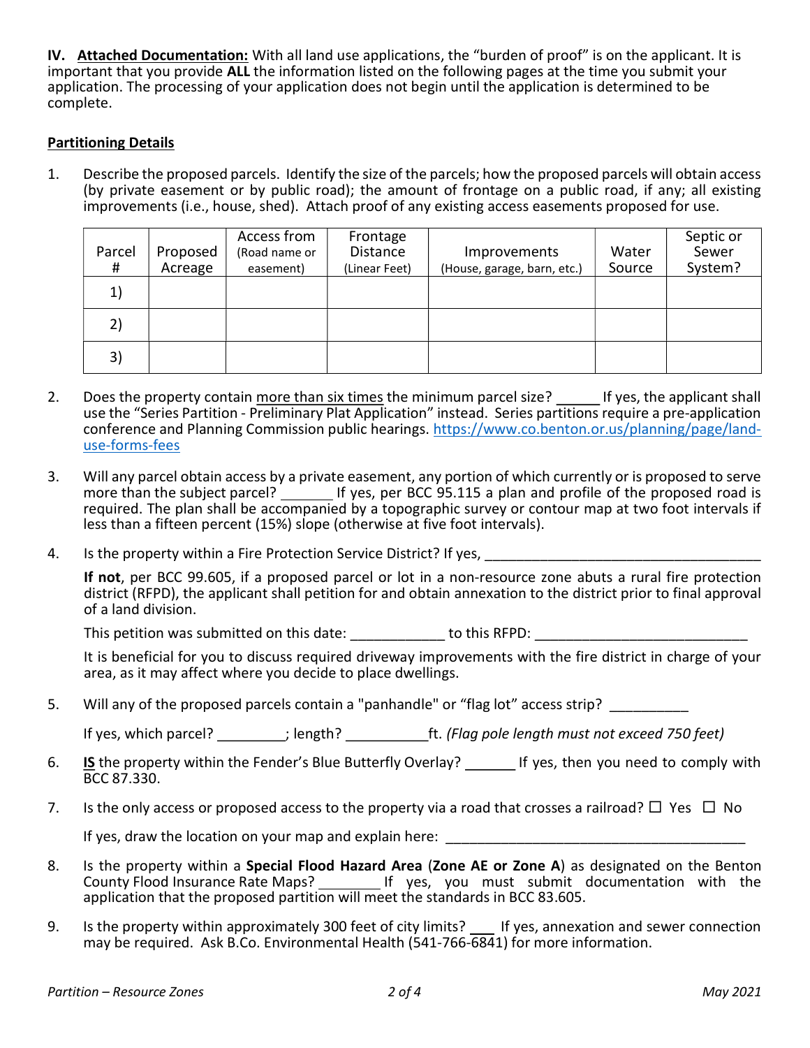**IV. Attached Documentation:** With all land use applications, the "burden of proof" is on the applicant. It is important that you provide **ALL** the information listed on the following pages at the time you submit your application. The processing of your application does not begin until the application is determined to be complete.

**Partitioning Details**

1. Describe the proposed parcels. Identify the size of the parcels; how the proposed parcels will obtain access (by private easement or by public road); the amount of frontage on a public road, if any; all existing improvements (i.e., house, shed). Attach proof of any existing access easements proposed for use.

| Parcel # | Proposed Acreage | Access from (Road name or easement) | Frontage Distance (Linear Feet) | Improvements (House, garage, barn, etc.) | Water Source | Septic or Sewer System? |
|---|---|---|---|---|---|---|
| 1) | | | | | | |
| 2) | | | | | | |
| 3) | | | | | | |

2. Does the property contain more than six times the minimum parcel size? _____ If yes, the applicant shall use the "Series Partition - Preliminary Plat Application" instead. Series partitions require a pre-application conference and Planning Commission public hearings. https://www.co.benton.or.us/planning/page/land-use-forms-fees

3. Will any parcel obtain access by a private easement, any portion of which currently or is proposed to serve more than the subject parcel? _______ If yes, per BCC 95.115 a plan and profile of the proposed road is required. The plan shall be accompanied by a topographic survey or contour map at two foot intervals if less than a fifteen percent (15%) slope (otherwise at five foot intervals).

4. Is the property within a Fire Protection Service District? If yes, ___________________________________

   **If not**, per BCC 99.605, if a proposed parcel or lot in a non-resource zone abuts a rural fire protection district (RFPD), the applicant shall petition for and obtain annexation to the district prior to final approval of a land division.

   This petition was submitted on this date: ____________ to this RFPD: ___________________________

   It is beneficial for you to discuss required driveway improvements with the fire district in charge of your area, as it may affect where you decide to place dwellings.

5. Will any of the proposed parcels contain a "panhandle" or "flag lot" access strip? __________

   If yes, which parcel? _________; length? __________ft. *(Flag pole length must not exceed 750 feet)*

6. **IS** the property within the Fender's Blue Butterfly Overlay? ______ If yes, then you need to comply with BCC 87.330.

7. Is the only access or proposed access to the property via a road that crosses a railroad? ☐ Yes ☐ No

   If yes, draw the location on your map and explain here: _______________________________________

8. Is the property within a **Special Flood Hazard Area** (**Zone AE or Zone A**) as designated on the Benton County Flood Insurance Rate Maps? ________ If yes, you must submit documentation with the application that the proposed partition will meet the standards in BCC 83.605.

9. Is the property within approximately 300 feet of city limits? ___ If yes, annexation and sewer connection may be required. Ask B.Co. Environmental Health (541-766-6841) for more information.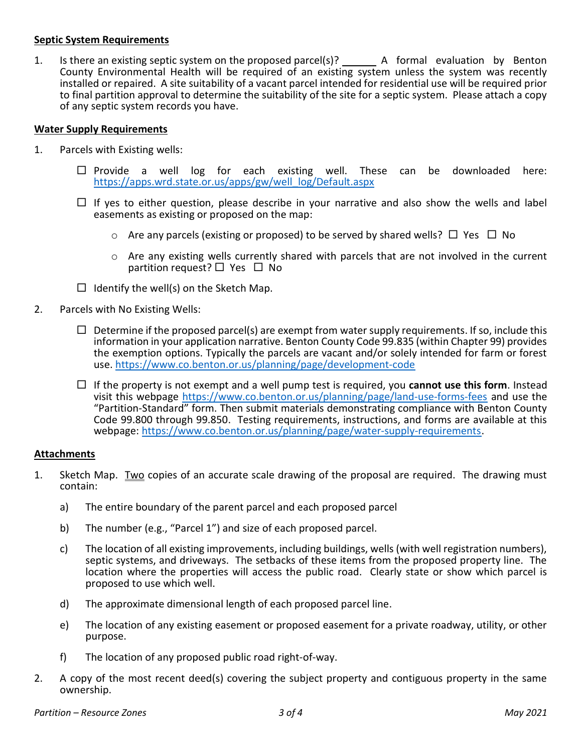**Septic System Requirements**

1. Is there an existing septic system on the proposed parcel(s)? ______ A formal evaluation by Benton County Environmental Health will be required of an existing system unless the system was recently installed or repaired. A site suitability of a vacant parcel intended for residential use will be required prior to final partition approval to determine the suitability of the site for a septic system. Please attach a copy of any septic system records you have.

**Water Supply Requirements**

1. Parcels with Existing wells:

   ☐ Provide a well log for each existing well. These can be downloaded here: https://apps.wrd.state.or.us/apps/gw/well_log/Default.aspx

   ☐ If yes to either question, please describe in your narrative and also show the wells and label easements as existing or proposed on the map:

   - Are any parcels (existing or proposed) to be served by shared wells? ☐ Yes ☐ No
   - Are any existing wells currently shared with parcels that are not involved in the current partition request? ☐ Yes ☐ No

   ☐ Identify the well(s) on the Sketch Map.

2. Parcels with No Existing Wells:

   ☐ Determine if the proposed parcel(s) are exempt from water supply requirements. If so, include this information in your application narrative. Benton County Code 99.835 (within Chapter 99) provides the exemption options. Typically the parcels are vacant and/or solely intended for farm or forest use. https://www.co.benton.or.us/planning/page/development-code

   ☐ If the property is not exempt and a well pump test is required, you **cannot use this form**. Instead visit this webpage https://www.co.benton.or.us/planning/page/land-use-forms-fees and use the "Partition-Standard" form. Then submit materials demonstrating compliance with Benton County Code 99.800 through 99.850. Testing requirements, instructions, and forms are available at this webpage: https://www.co.benton.or.us/planning/page/water-supply-requirements.

**Attachments**

1. Sketch Map. Two copies of an accurate scale drawing of the proposal are required. The drawing must contain:

   a) The entire boundary of the parent parcel and each proposed parcel

   b) The number (e.g., "Parcel 1") and size of each proposed parcel.

   c) The location of all existing improvements, including buildings, wells (with well registration numbers), septic systems, and driveways. The setbacks of these items from the proposed property line. The location where the properties will access the public road. Clearly state or show which parcel is proposed to use which well.

   d) The approximate dimensional length of each proposed parcel line.

   e) The location of any existing easement or proposed easement for a private roadway, utility, or other purpose.

   f) The location of any proposed public road right-of-way.

2. A copy of the most recent deed(s) covering the subject property and contiguous property in the same ownership.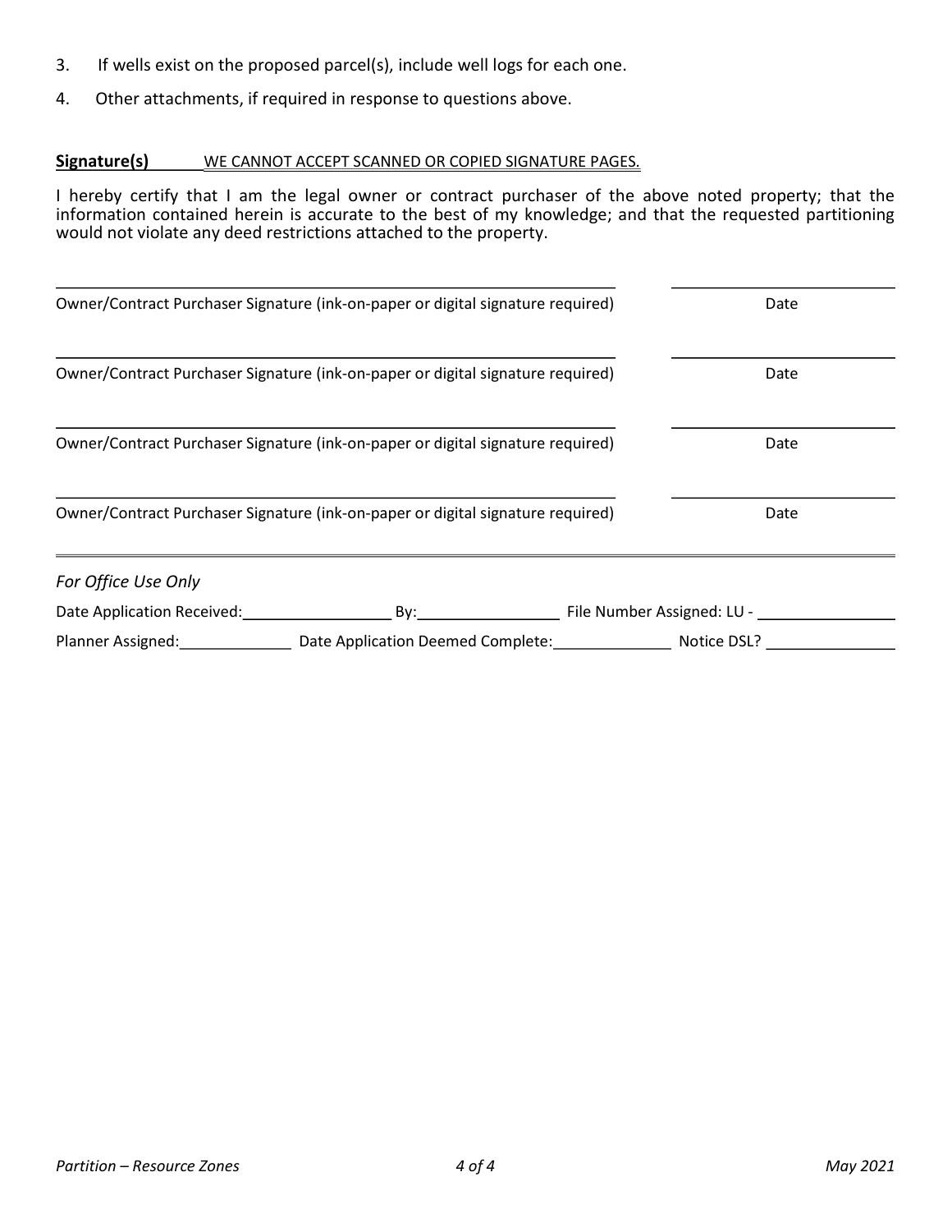3. If wells exist on the proposed parcel(s), include well logs for each one.
4. Other attachments, if required in response to questions above.

**Signature(s)** WE CANNOT ACCEPT SCANNED OR COPIED SIGNATURE PAGES.

I hereby certify that I am the legal owner or contract purchaser of the above noted property; that the information contained herein is accurate to the best of my knowledge; and that the requested partitioning would not violate any deed restrictions attached to the property.

______________________________
Owner/Contract Purchaser Signature (ink-on-paper or digital signature required) Date

______________________________
Owner/Contract Purchaser Signature (ink-on-paper or digital signature required) Date

______________________________
Owner/Contract Purchaser Signature (ink-on-paper or digital signature required) Date

______________________________
Owner/Contract Purchaser Signature (ink-on-paper or digital signature required) Date

---

*For Office Use Only*

Date Application Received:__________ By:__________ File Number Assigned: LU - __________

Planner Assigned:__________ Date Application Deemed Complete:__________ Notice DSL? __________